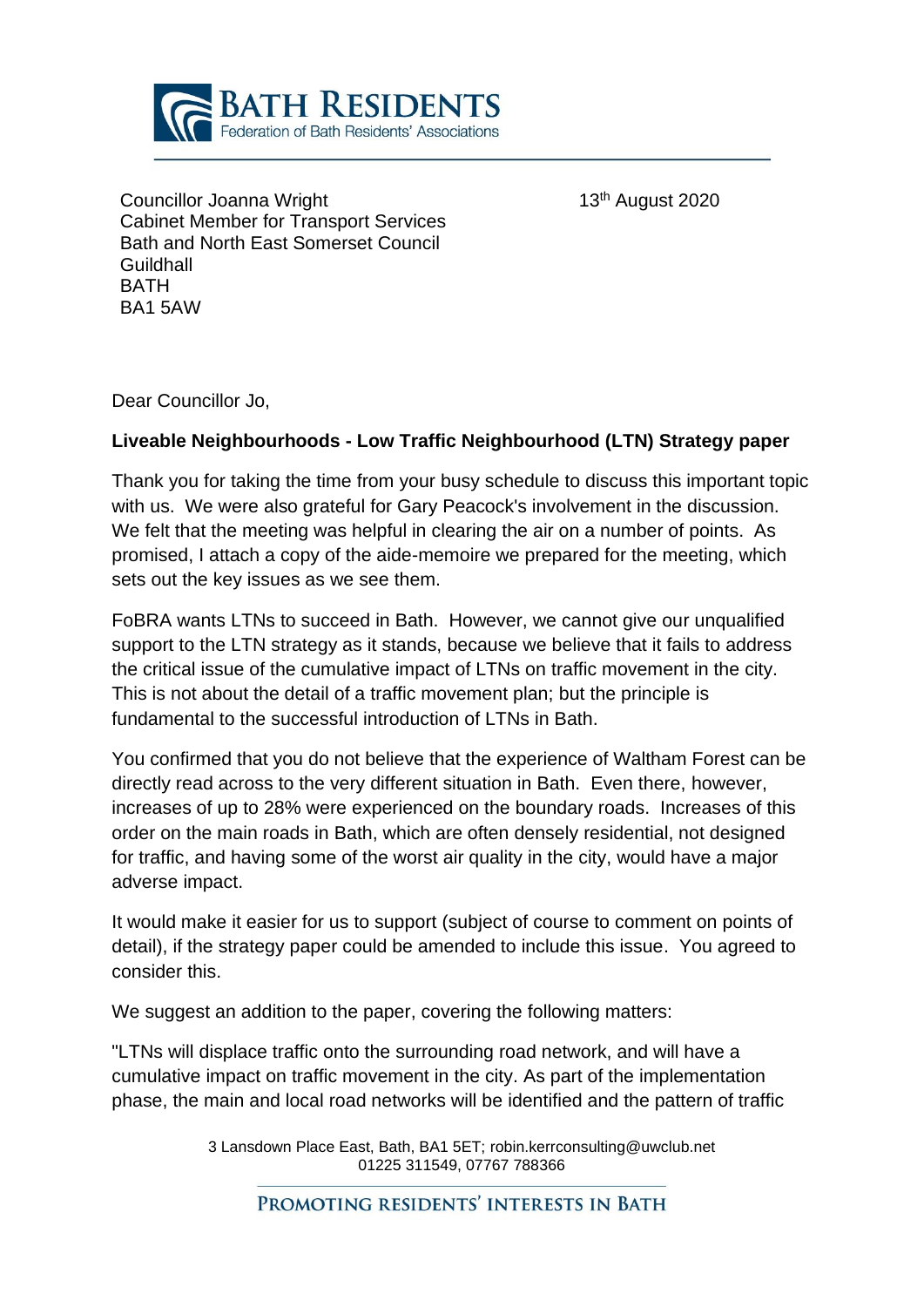**BATH RESIDENTS**
Federation of Bath Residents' Associations

Councillor Joanna Wright
Cabinet Member for Transport Services
Bath and North East Somerset Council
Guildhall
BATH
BA1 5AW

13th August 2020

Dear Councillor Jo,

**Liveable Neighbourhoods - Low Traffic Neighbourhood (LTN) Strategy paper**

Thank you for taking the time from your busy schedule to discuss this important topic with us. We were also grateful for Gary Peacock's involvement in the discussion. We felt that the meeting was helpful in clearing the air on a number of points. As promised, I attach a copy of the aide-memoire we prepared for the meeting, which sets out the key issues as we see them.

FoBRA wants LTNs to succeed in Bath. However, we cannot give our unqualified support to the LTN strategy as it stands, because we believe that it fails to address the critical issue of the cumulative impact of LTNs on traffic movement in the city. This is not about the detail of a traffic movement plan; but the principle is fundamental to the successful introduction of LTNs in Bath.

You confirmed that you do not believe that the experience of Waltham Forest can be directly read across to the very different situation in Bath. Even there, however, increases of up to 28% were experienced on the boundary roads. Increases of this order on the main roads in Bath, which are often densely residential, not designed for traffic, and having some of the worst air quality in the city, would have a major adverse impact.

It would make it easier for us to support (subject of course to comment on points of detail), if the strategy paper could be amended to include this issue. You agreed to consider this.

We suggest an addition to the paper, covering the following matters:

"LTNs will displace traffic onto the surrounding road network, and will have a cumulative impact on traffic movement in the city. As part of the implementation phase, the main and local road networks will be identified and the pattern of traffic

3 Lansdown Place East, Bath, BA1 5ET; robin.kerrconsulting@uwclub.net
01225 311549, 07767 788366

PROMOTING RESIDENTS' INTERESTS IN BATH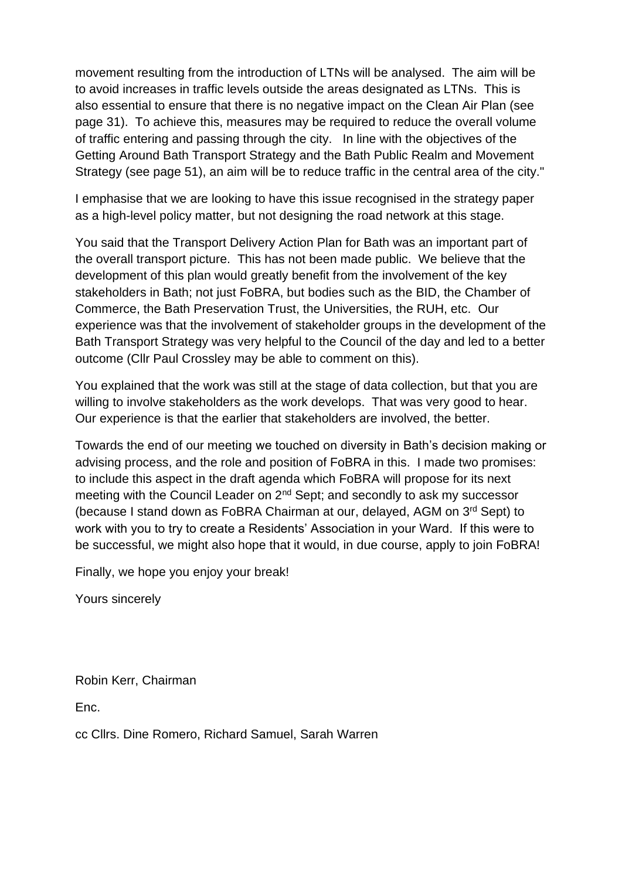movement resulting from the introduction of LTNs will be analysed. The aim will be to avoid increases in traffic levels outside the areas designated as LTNs. This is also essential to ensure that there is no negative impact on the Clean Air Plan (see page 31). To achieve this, measures may be required to reduce the overall volume of traffic entering and passing through the city. In line with the objectives of the Getting Around Bath Transport Strategy and the Bath Public Realm and Movement Strategy (see page 51), an aim will be to reduce traffic in the central area of the city."

I emphasise that we are looking to have this issue recognised in the strategy paper as a high-level policy matter, but not designing the road network at this stage.

You said that the Transport Delivery Action Plan for Bath was an important part of the overall transport picture. This has not been made public. We believe that the development of this plan would greatly benefit from the involvement of the key stakeholders in Bath; not just FoBRA, but bodies such as the BID, the Chamber of Commerce, the Bath Preservation Trust, the Universities, the RUH, etc. Our experience was that the involvement of stakeholder groups in the development of the Bath Transport Strategy was very helpful to the Council of the day and led to a better outcome (Cllr Paul Crossley may be able to comment on this).

You explained that the work was still at the stage of data collection, but that you are willing to involve stakeholders as the work develops. That was very good to hear. Our experience is that the earlier that stakeholders are involved, the better.

Towards the end of our meeting we touched on diversity in Bath's decision making or advising process, and the role and position of FoBRA in this. I made two promises: to include this aspect in the draft agenda which FoBRA will propose for its next meeting with the Council Leader on 2nd Sept; and secondly to ask my successor (because I stand down as FoBRA Chairman at our, delayed, AGM on 3rd Sept) to work with you to try to create a Residents' Association in your Ward. If this were to be successful, we might also hope that it would, in due course, apply to join FoBRA!

Finally, we hope you enjoy your break!

Yours sincerely

Robin Kerr, Chairman

Enc.

cc Cllrs. Dine Romero, Richard Samuel, Sarah Warren